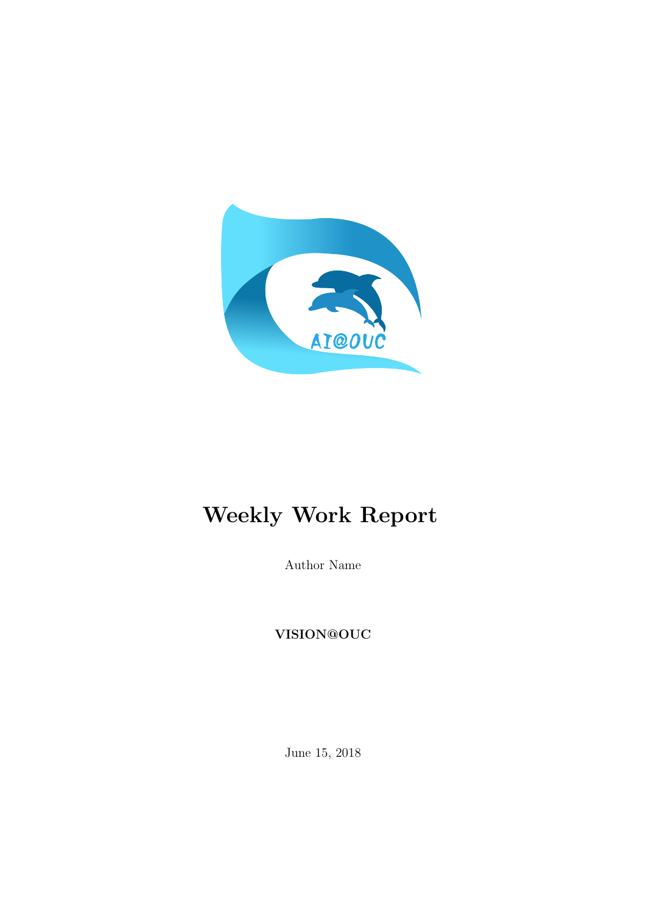# Weekly Work Report

Author Name

**VISION@OUC**

June 15, 2018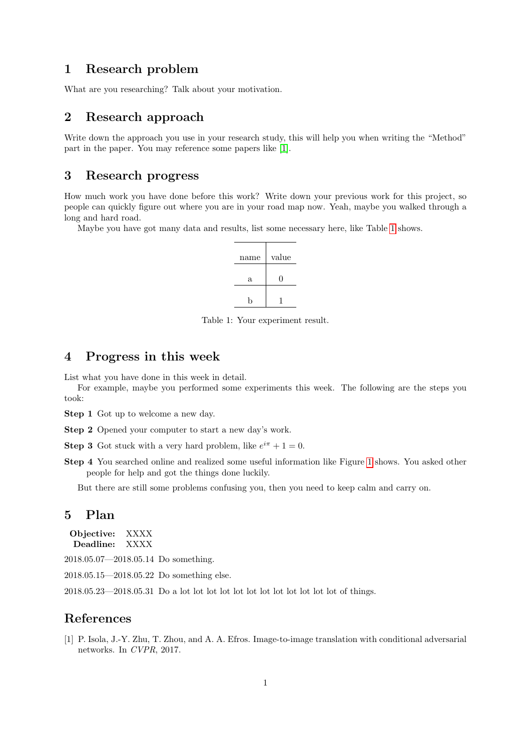## 1 Research problem

What are you researching? Talk about your motivation.

## 2 Research approach

Write down the approach you use in your research study, this will help you when writing the "Method" part in the paper. You may reference some papers like [1].

## 3 Research progress

How much work you have done before this work? Write down your previous work for this project, so people can quickly figure out where you are in your road map now. Yeah, maybe you walked through a long and hard road.

Maybe you have got many data and results, list some necessary here, like Table 1 shows.

| name | value |
| --- | --- |
| a | 0 |
| b | 1 |

Table 1: Your experiment result.

## 4 Progress in this week

List what you have done in this week in detail.

For example, maybe you performed some experiments this week. The following are the steps you took:

**Step 1** Got up to welcome a new day.

**Step 2** Opened your computer to start a new day's work.

**Step 3** Got stuck with a very hard problem, like $e^{i\pi} + 1 = 0$.

**Step 4** You searched online and realized some useful information like Figure 1 shows. You asked other people for help and got the things done luckily.

But there are still some problems confusing you, then you need to keep calm and carry on.

## 5 Plan

**Objective:** XXXX
**Deadline:** XXXX

2018.05.07—2018.05.14 Do something.

2018.05.15—2018.05.22 Do something else.

2018.05.23—2018.05.31 Do a lot lot lot lot lot lot lot lot lot lot lot of things.

## References

[1] P. Isola, J.-Y. Zhu, T. Zhou, and A. A. Efros. Image-to-image translation with conditional adversarial networks. In *CVPR*, 2017.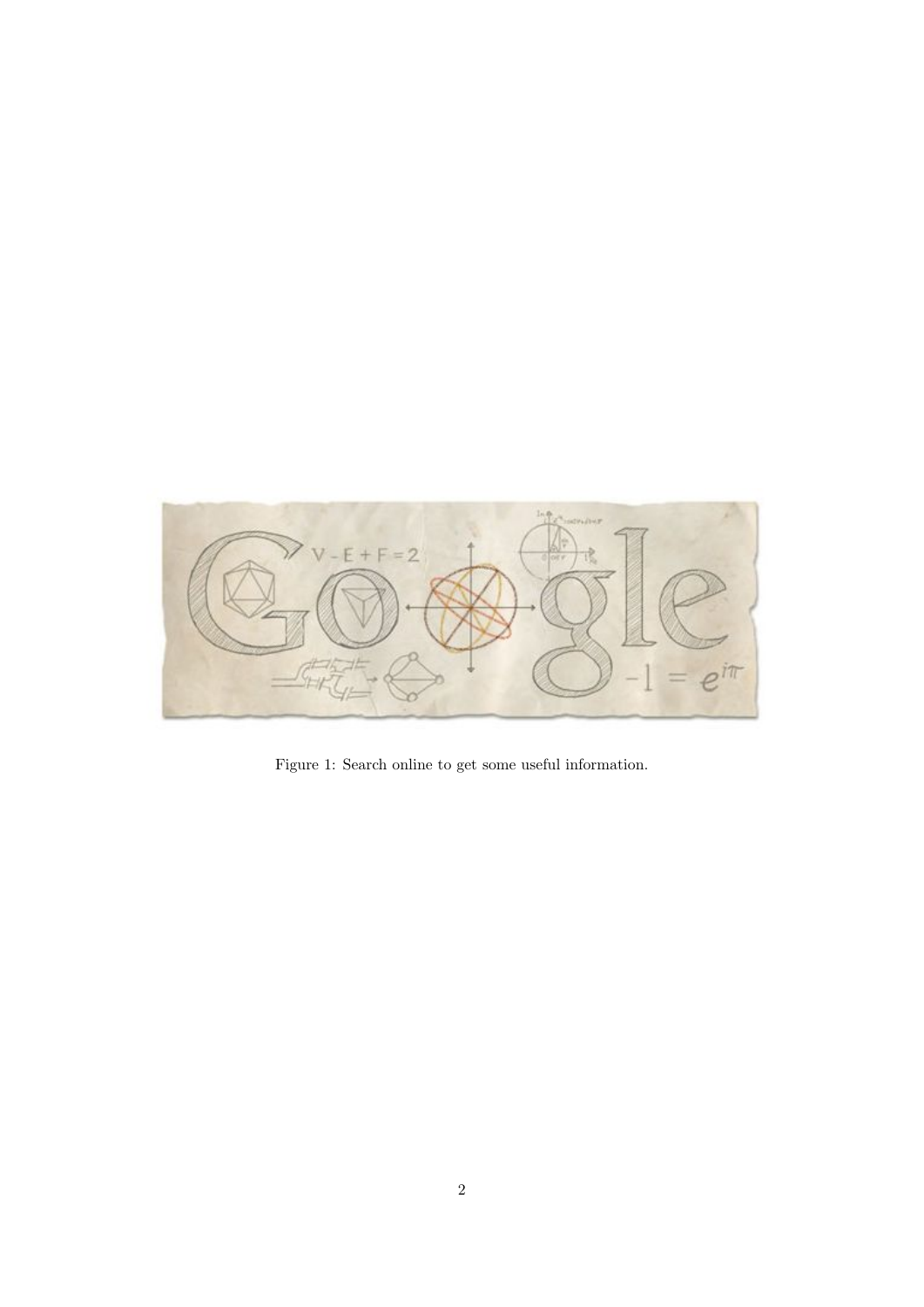Figure 1: Search online to get some useful information.